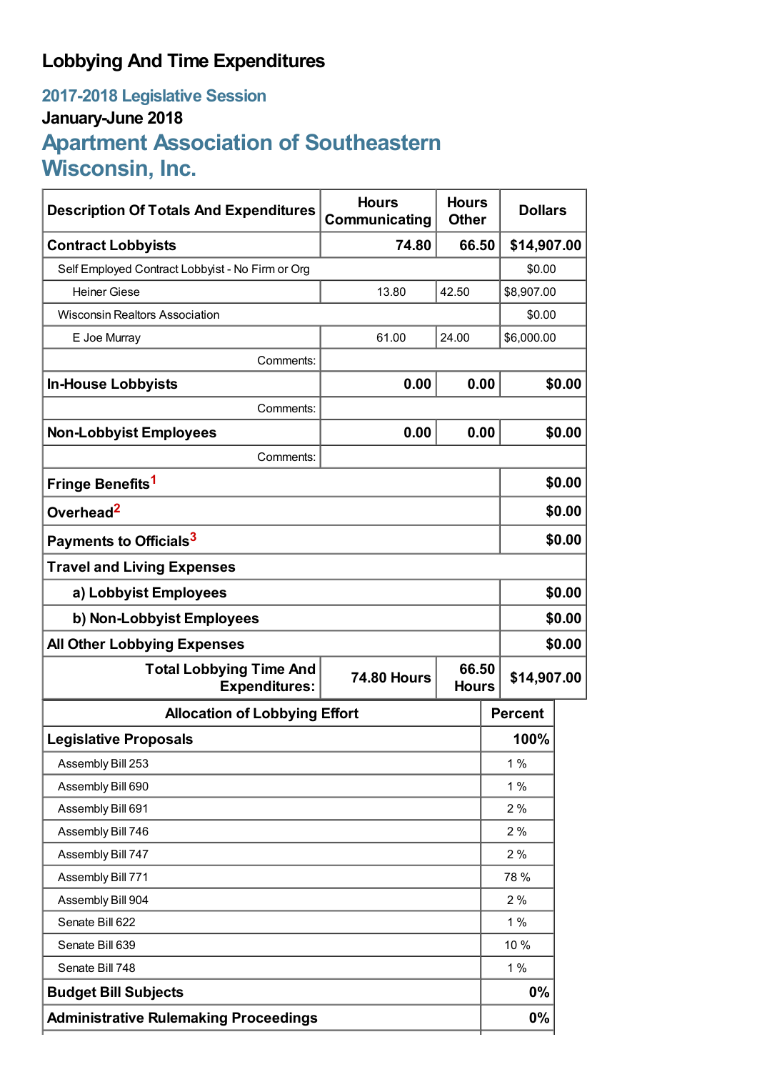# Lobbying And Time Expenditures

## 2017-2018 Legislative Session

### January-June 2018

## Apartment Association of Southeastern Wisconsin, Inc.

| Description Of Totals And Expenditures | Hours Communicating | Hours Other | Dollars |
|---|---|---|---|
| **Contract Lobbyists** | **74.80** | **66.50** | **$14,907.00** |
| Self Employed Contract Lobbyist - No Firm or Org | | | $0.00 |
| Heiner Giese | 13.80 | 42.50 | $8,907.00 |
| Wisconsin Realtors Association | | | $0.00 |
| E Joe Murray | 61.00 | 24.00 | $6,000.00 |
| Comments: | | | |
| **In-House Lobbyists** | **0.00** | **0.00** | **$0.00** |
| Comments: | | | |
| **Non-Lobbyist Employees** | **0.00** | **0.00** | **$0.00** |
| Comments: | | | |
| **Fringe Benefits**[1] | | | **$0.00** |
| **Overhead**[2] | | | **$0.00** |
| **Payments to Officials**[3] | | | **$0.00** |
| **Travel and Living Expenses** | | | |
| **a) Lobbyist Employees** | | | **$0.00** |
| **b) Non-Lobbyist Employees** | | | **$0.00** |
| **All Other Lobbying Expenses** | | | **$0.00** |
| **Total Lobbying Time And Expenditures:** | **74.80 Hours** | **66.50 Hours** | **$14,907.00** |

| Allocation of Lobbying Effort | Percent |
|---|---|
| **Legislative Proposals** | **100%** |
| Assembly Bill 253 | 1 % |
| Assembly Bill 690 | 1 % |
| Assembly Bill 691 | 2 % |
| Assembly Bill 746 | 2 % |
| Assembly Bill 747 | 2 % |
| Assembly Bill 771 | 78 % |
| Assembly Bill 904 | 2 % |
| Senate Bill 622 | 1 % |
| Senate Bill 639 | 10 % |
| Senate Bill 748 | 1 % |
| **Budget Bill Subjects** | **0%** |
| **Administrative Rulemaking Proceedings** | **0%** |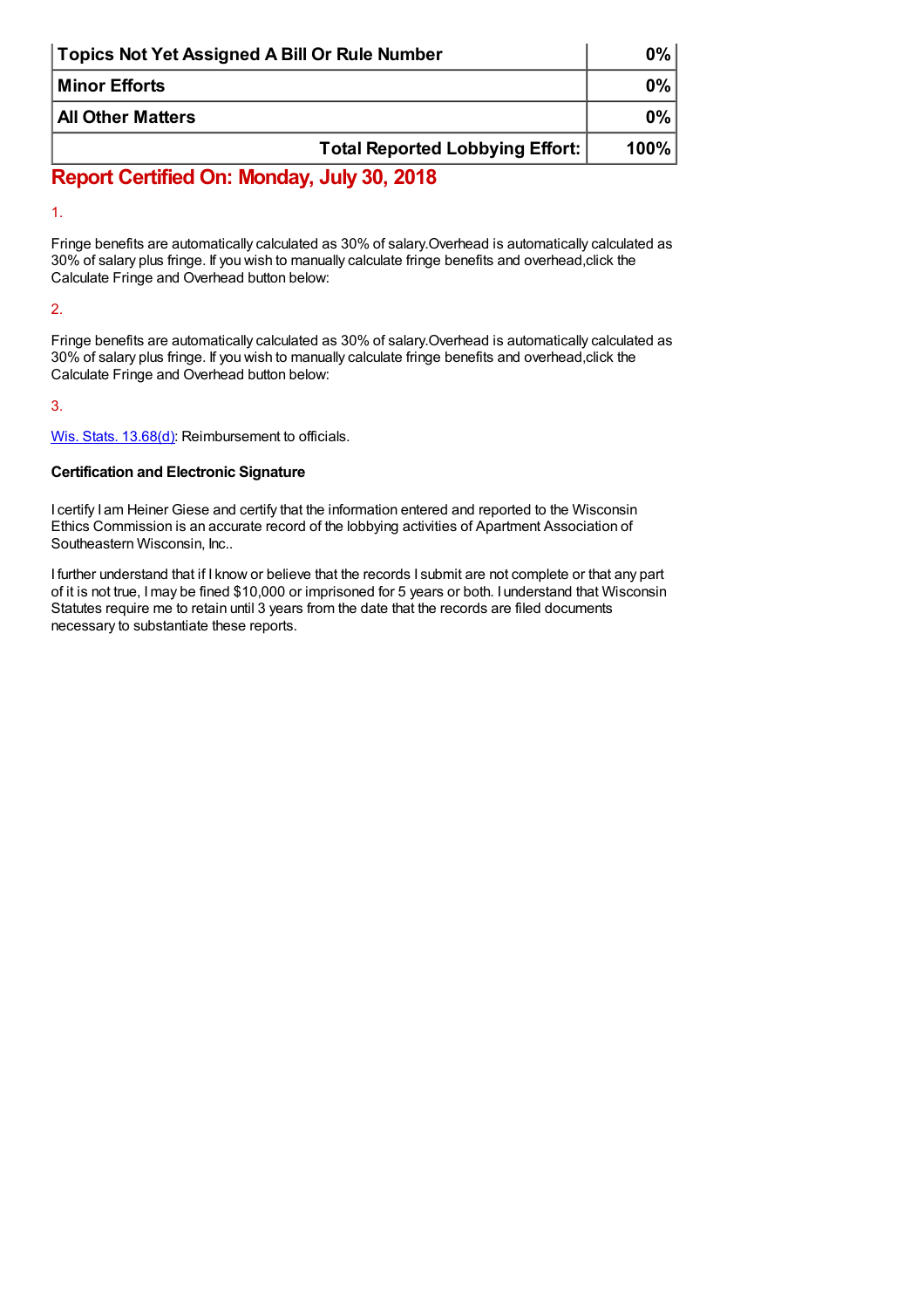| | |
|---|---|
| **Topics Not Yet Assigned A Bill Or Rule Number** | **0%** |
| **Minor Efforts** | **0%** |
| **All Other Matters** | **0%** |
| **Total Reported Lobbying Effort:** | **100%** |

## Report Certified On: Monday, July 30, 2018

1.

Fringe benefits are automatically calculated as 30% of salary.Overhead is automatically calculated as 30% of salary plus fringe. If you wish to manually calculate fringe benefits and overhead,click the Calculate Fringe and Overhead button below:

2.

Fringe benefits are automatically calculated as 30% of salary.Overhead is automatically calculated as 30% of salary plus fringe. If you wish to manually calculate fringe benefits and overhead,click the Calculate Fringe and Overhead button below:

3.

Wis. Stats. 13.68(d): Reimbursement to officials.

**Certification and Electronic Signature**

I certify I am Heiner Giese and certify that the information entered and reported to the Wisconsin Ethics Commission is an accurate record of the lobbying activities of Apartment Association of Southeastern Wisconsin, Inc..

I further understand that if I know or believe that the records I submit are not complete or that any part of it is not true, I may be fined $10,000 or imprisoned for 5 years or both. I understand that Wisconsin Statutes require me to retain until 3 years from the date that the records are filed documents necessary to substantiate these reports.